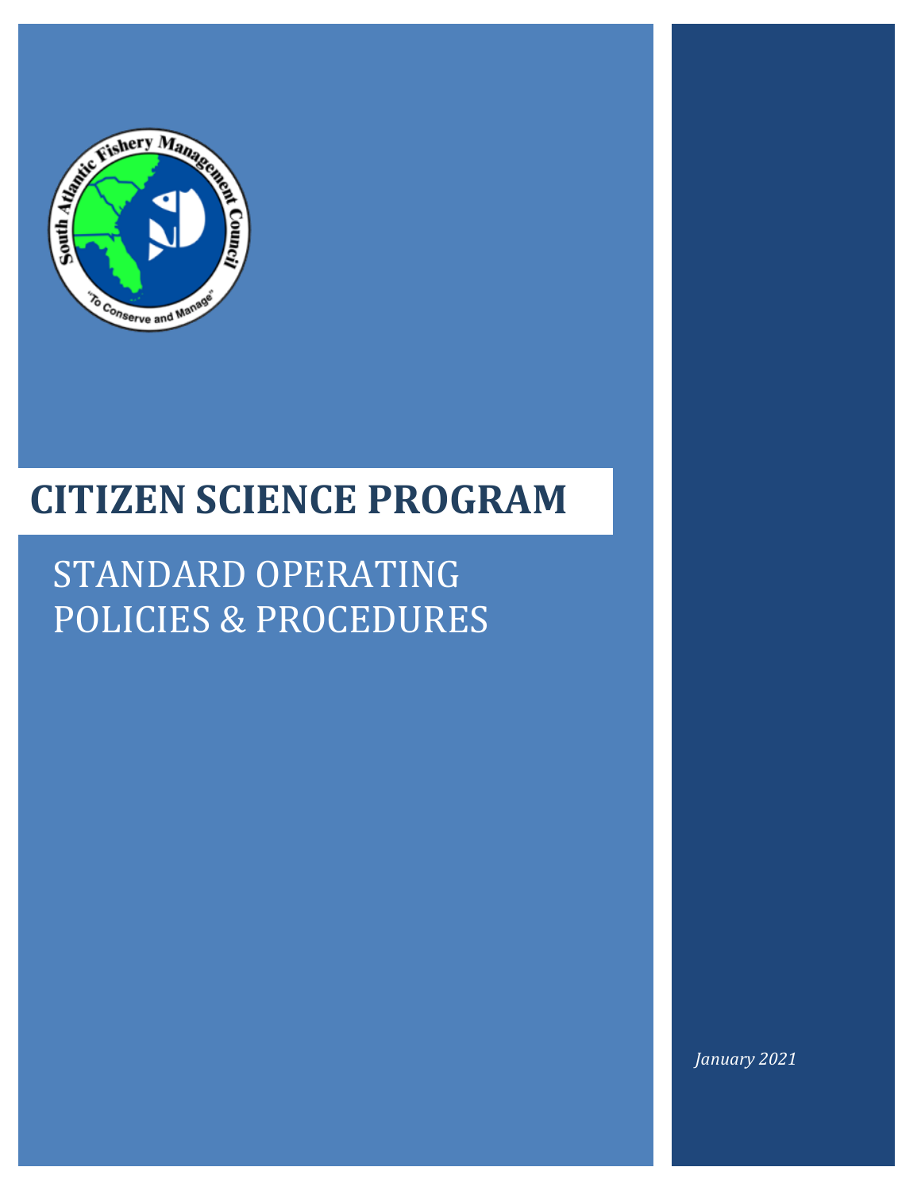# CITIZEN SCIENCE PROGRAM

## STANDARD OPERATING POLICIES & PROCEDURES

*January 2021*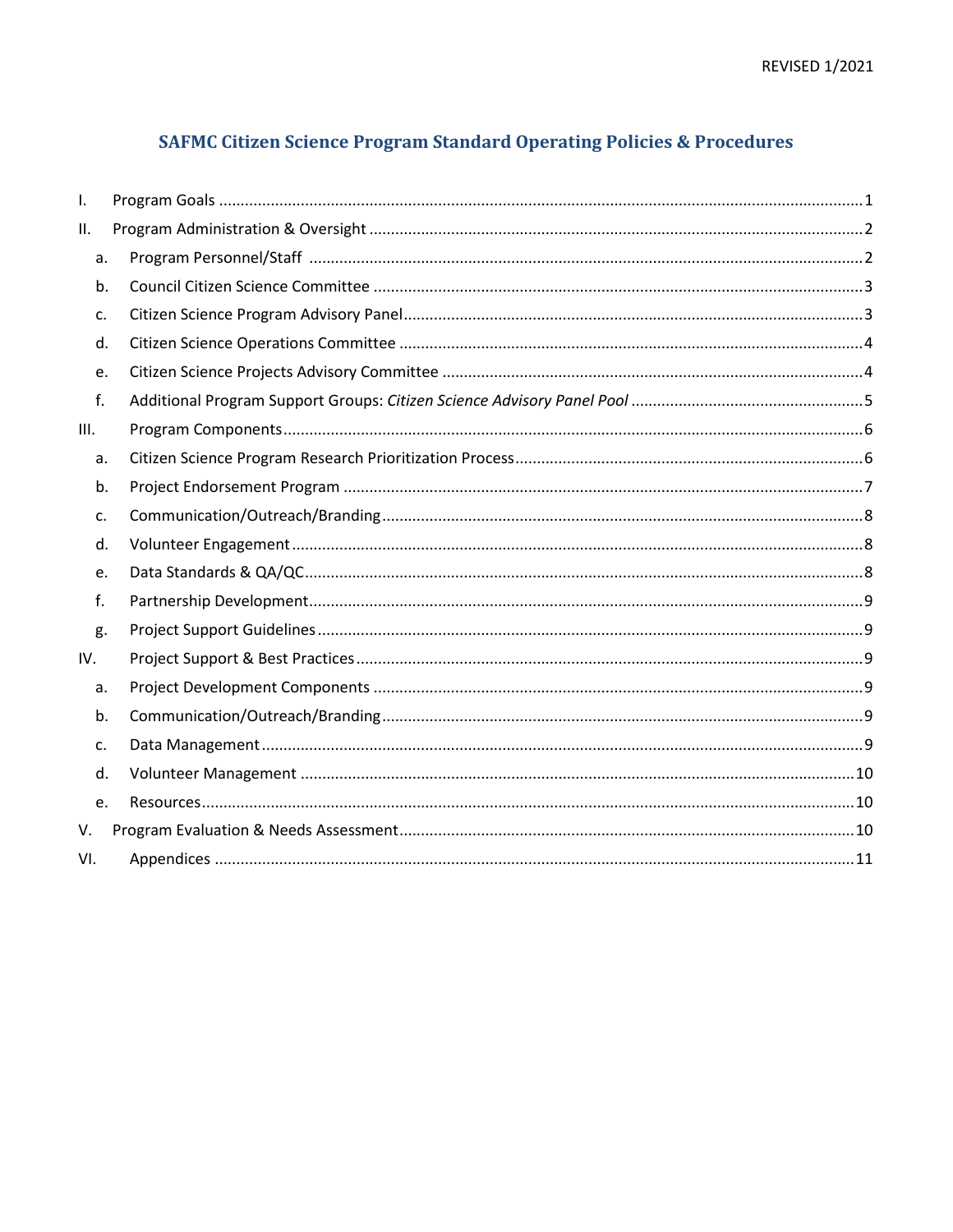# SAFMC Citizen Science Program Standard Operating Policies & Procedures

I. Program Goals ........................................................ 1

II. Program Administration & Oversight ........................................................ 2

- a. Program Personnel/Staff ........................................................ 2
- b. Council Citizen Science Committee ........................................................ 3
- c. Citizen Science Program Advisory Panel ........................................................ 3
- d. Citizen Science Operations Committee ........................................................ 4
- e. Citizen Science Projects Advisory Committee ........................................................ 4
- f. Additional Program Support Groups: *Citizen Science Advisory Panel Pool* ........................................................ 5

III. Program Components ........................................................ 6

- a. Citizen Science Program Research Prioritization Process ........................................................ 6
- b. Project Endorsement Program ........................................................ 7
- c. Communication/Outreach/Branding ........................................................ 8
- d. Volunteer Engagement ........................................................ 8
- e. Data Standards & QA/QC ........................................................ 8
- f. Partnership Development ........................................................ 9
- g. Project Support Guidelines ........................................................ 9

IV. Project Support & Best Practices ........................................................ 9

- a. Project Development Components ........................................................ 9
- b. Communication/Outreach/Branding ........................................................ 9
- c. Data Management ........................................................ 9
- d. Volunteer Management ........................................................ 10
- e. Resources ........................................................ 10

V. Program Evaluation & Needs Assessment ........................................................ 10

VI. Appendices ........................................................ 11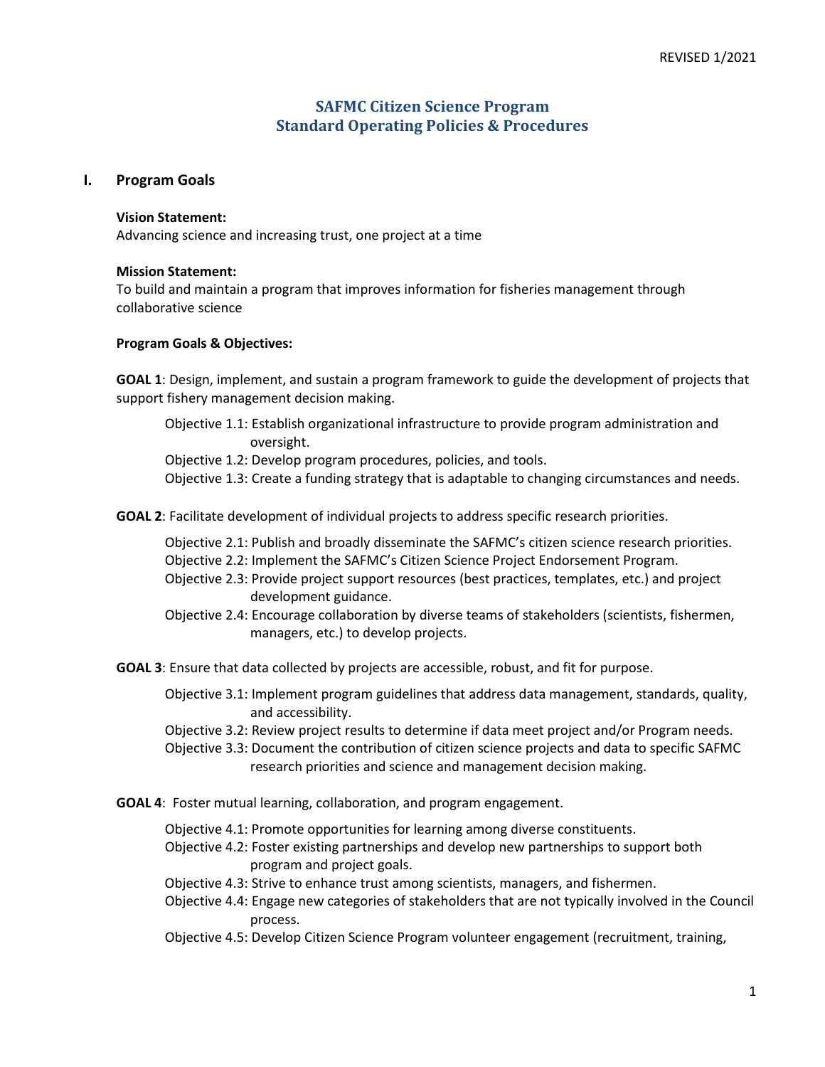# SAFMC Citizen Science Program
# Standard Operating Policies & Procedures

## I. Program Goals

**Vision Statement:**
Advancing science and increasing trust, one project at a time

**Mission Statement:**
To build and maintain a program that improves information for fisheries management through collaborative science

**Program Goals & Objectives:**

**GOAL 1**: Design, implement, and sustain a program framework to guide the development of projects that support fishery management decision making.

- Objective 1.1: Establish organizational infrastructure to provide program administration and oversight.
- Objective 1.2: Develop program procedures, policies, and tools.
- Objective 1.3: Create a funding strategy that is adaptable to changing circumstances and needs.

**GOAL 2**: Facilitate development of individual projects to address specific research priorities.

- Objective 2.1: Publish and broadly disseminate the SAFMC's citizen science research priorities.
- Objective 2.2: Implement the SAFMC's Citizen Science Project Endorsement Program.
- Objective 2.3: Provide project support resources (best practices, templates, etc.) and project development guidance.
- Objective 2.4: Encourage collaboration by diverse teams of stakeholders (scientists, fishermen, managers, etc.) to develop projects.

**GOAL 3**: Ensure that data collected by projects are accessible, robust, and fit for purpose.

- Objective 3.1: Implement program guidelines that address data management, standards, quality, and accessibility.
- Objective 3.2: Review project results to determine if data meet project and/or Program needs.
- Objective 3.3: Document the contribution of citizen science projects and data to specific SAFMC research priorities and science and management decision making.

**GOAL 4**: Foster mutual learning, collaboration, and program engagement.

- Objective 4.1: Promote opportunities for learning among diverse constituents.
- Objective 4.2: Foster existing partnerships and develop new partnerships to support both program and project goals.
- Objective 4.3: Strive to enhance trust among scientists, managers, and fishermen.
- Objective 4.4: Engage new categories of stakeholders that are not typically involved in the Council process.
- Objective 4.5: Develop Citizen Science Program volunteer engagement (recruitment, training,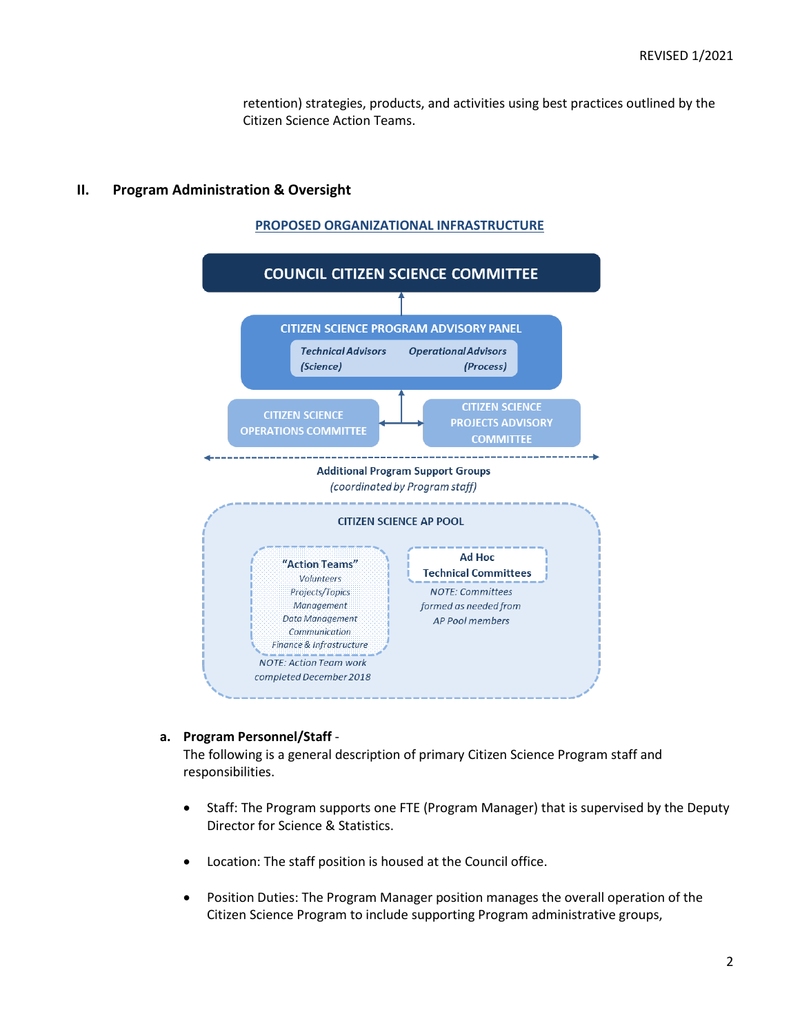retention) strategies, products, and activities using best practices outlined by the Citizen Science Action Teams.

## II. Program Administration & Oversight

**PROPOSED ORGANIZATIONAL INFRASTRUCTURE**

COUNCIL CITIZEN SCIENCE COMMITTEE

CITIZEN SCIENCE PROGRAM ADVISORY PANEL

*Technical Advisors (Science)* *Operational Advisors (Process)*

CITIZEN SCIENCE OPERATIONS COMMITTEE

CITIZEN SCIENCE PROJECTS ADVISORY COMMITTEE

**Additional Program Support Groups**
*(coordinated by Program staff)*

CITIZEN SCIENCE AP POOL

**"Action Teams"**
*Volunteers*
*Projects/Topics*
*Management*
*Data Management*
*Communication*
*Finance & Infrastructure*

*NOTE: Action Team work completed December 2018*

**Ad Hoc Technical Committees**

*NOTE: Committees formed as needed from AP Pool members*

### a. Program Personnel/Staff -

The following is a general description of primary Citizen Science Program staff and responsibilities.

- Staff: The Program supports one FTE (Program Manager) that is supervised by the Deputy Director for Science & Statistics.
- Location: The staff position is housed at the Council office.
- Position Duties: The Program Manager position manages the overall operation of the Citizen Science Program to include supporting Program administrative groups,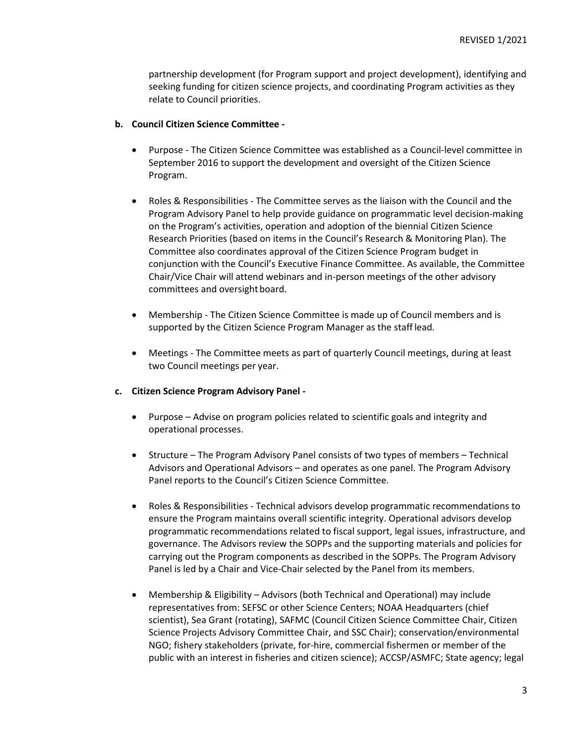partnership development (for Program support and project development), identifying and seeking funding for citizen science projects, and coordinating Program activities as they relate to Council priorities.

**b. Council Citizen Science Committee -**

- Purpose - The Citizen Science Committee was established as a Council-level committee in September 2016 to support the development and oversight of the Citizen Science Program.

- Roles & Responsibilities - The Committee serves as the liaison with the Council and the Program Advisory Panel to help provide guidance on programmatic level decision-making on the Program's activities, operation and adoption of the biennial Citizen Science Research Priorities (based on items in the Council's Research & Monitoring Plan). The Committee also coordinates approval of the Citizen Science Program budget in conjunction with the Council's Executive Finance Committee. As available, the Committee Chair/Vice Chair will attend webinars and in-person meetings of the other advisory committees and oversight board.

- Membership - The Citizen Science Committee is made up of Council members and is supported by the Citizen Science Program Manager as the staff lead.

- Meetings - The Committee meets as part of quarterly Council meetings, during at least two Council meetings per year.

**c. Citizen Science Program Advisory Panel -**

- Purpose – Advise on program policies related to scientific goals and integrity and operational processes.

- Structure – The Program Advisory Panel consists of two types of members – Technical Advisors and Operational Advisors – and operates as one panel. The Program Advisory Panel reports to the Council's Citizen Science Committee.

- Roles & Responsibilities - Technical advisors develop programmatic recommendations to ensure the Program maintains overall scientific integrity. Operational advisors develop programmatic recommendations related to fiscal support, legal issues, infrastructure, and governance. The Advisors review the SOPPs and the supporting materials and policies for carrying out the Program components as described in the SOPPs. The Program Advisory Panel is led by a Chair and Vice-Chair selected by the Panel from its members.

- Membership & Eligibility – Advisors (both Technical and Operational) may include representatives from: SEFSC or other Science Centers; NOAA Headquarters (chief scientist), Sea Grant (rotating), SAFMC (Council Citizen Science Committee Chair, Citizen Science Projects Advisory Committee Chair, and SSC Chair); conservation/environmental NGO; fishery stakeholders (private, for-hire, commercial fishermen or member of the public with an interest in fisheries and citizen science); ACCSP/ASMFC; State agency; legal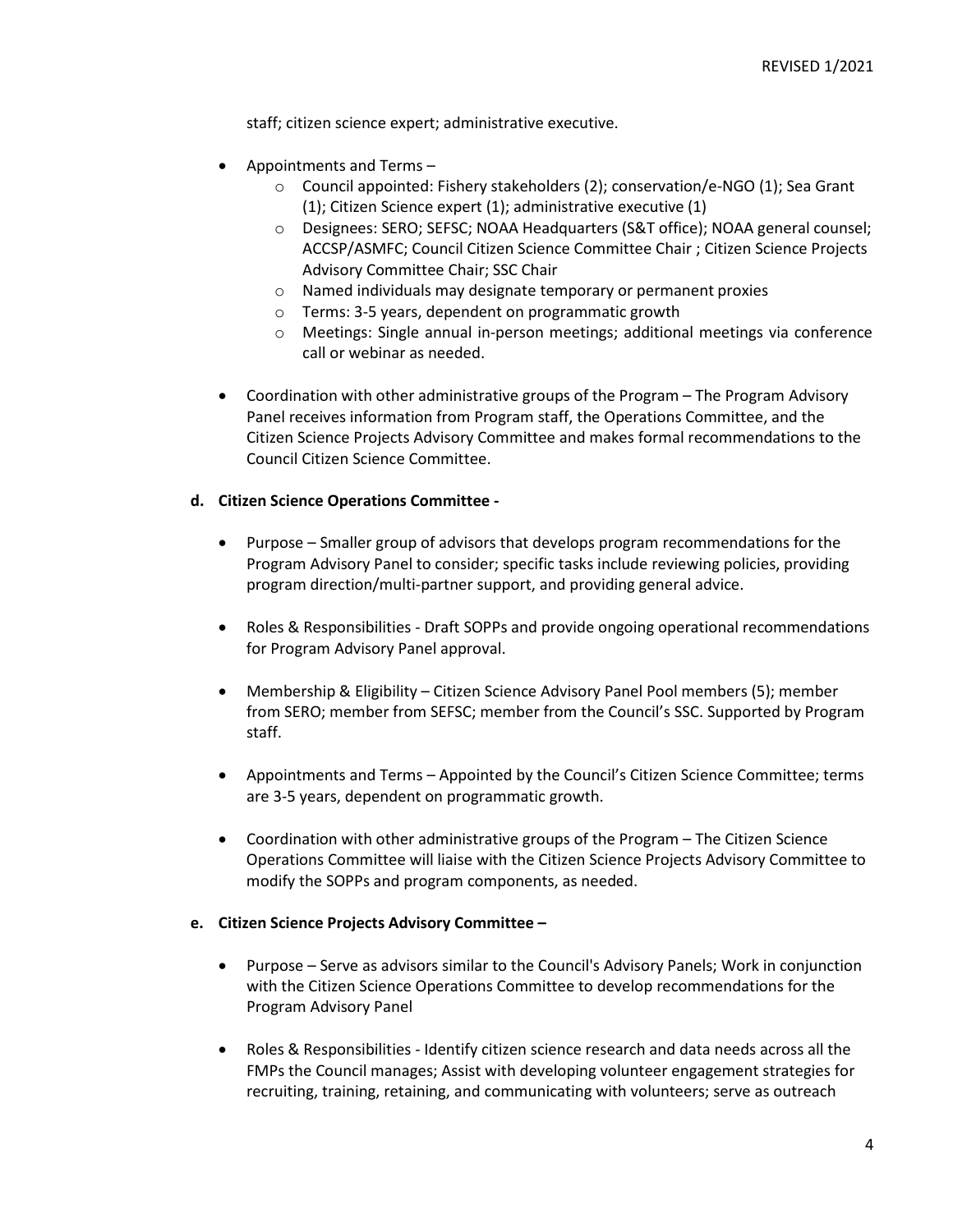staff; citizen science expert; administrative executive.

- Appointments and Terms –
  - Council appointed: Fishery stakeholders (2); conservation/e-NGO (1); Sea Grant (1); Citizen Science expert (1); administrative executive (1)
  - Designees: SERO; SEFSC; NOAA Headquarters (S&T office); NOAA general counsel; ACCSP/ASMFC; Council Citizen Science Committee Chair ; Citizen Science Projects Advisory Committee Chair; SSC Chair
  - Named individuals may designate temporary or permanent proxies
  - Terms: 3-5 years, dependent on programmatic growth
  - Meetings: Single annual in-person meetings; additional meetings via conference call or webinar as needed.

- Coordination with other administrative groups of the Program – The Program Advisory Panel receives information from Program staff, the Operations Committee, and the Citizen Science Projects Advisory Committee and makes formal recommendations to the Council Citizen Science Committee.

**d. Citizen Science Operations Committee -**

- Purpose – Smaller group of advisors that develops program recommendations for the Program Advisory Panel to consider; specific tasks include reviewing policies, providing program direction/multi-partner support, and providing general advice.

- Roles & Responsibilities - Draft SOPPs and provide ongoing operational recommendations for Program Advisory Panel approval.

- Membership & Eligibility – Citizen Science Advisory Panel Pool members (5); member from SERO; member from SEFSC; member from the Council's SSC. Supported by Program staff.

- Appointments and Terms – Appointed by the Council's Citizen Science Committee; terms are 3-5 years, dependent on programmatic growth.

- Coordination with other administrative groups of the Program – The Citizen Science Operations Committee will liaise with the Citizen Science Projects Advisory Committee to modify the SOPPs and program components, as needed.

**e. Citizen Science Projects Advisory Committee –**

- Purpose – Serve as advisors similar to the Council's Advisory Panels; Work in conjunction with the Citizen Science Operations Committee to develop recommendations for the Program Advisory Panel

- Roles & Responsibilities - Identify citizen science research and data needs across all the FMPs the Council manages; Assist with developing volunteer engagement strategies for recruiting, training, retaining, and communicating with volunteers; serve as outreach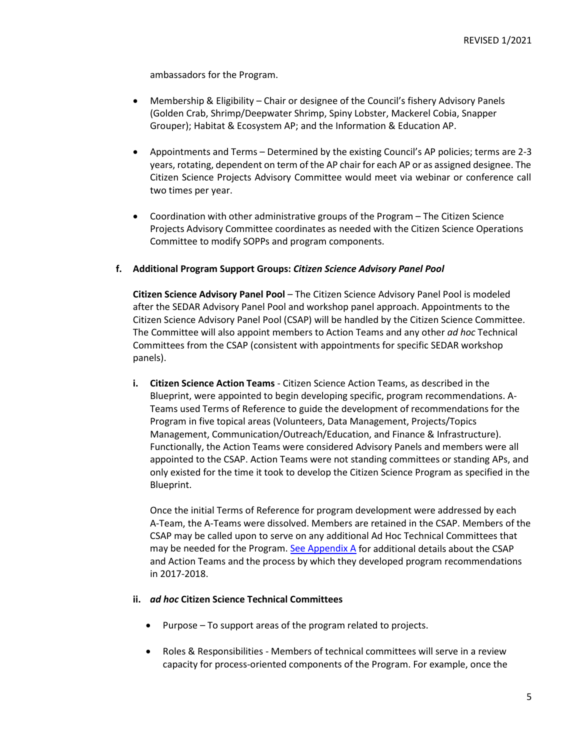ambassadors for the Program.

- Membership & Eligibility – Chair or designee of the Council's fishery Advisory Panels (Golden Crab, Shrimp/Deepwater Shrimp, Spiny Lobster, Mackerel Cobia, Snapper Grouper); Habitat & Ecosystem AP; and the Information & Education AP.

- Appointments and Terms – Determined by the existing Council's AP policies; terms are 2-3 years, rotating, dependent on term of the AP chair for each AP or as assigned designee. The Citizen Science Projects Advisory Committee would meet via webinar or conference call two times per year.

- Coordination with other administrative groups of the Program – The Citizen Science Projects Advisory Committee coordinates as needed with the Citizen Science Operations Committee to modify SOPPs and program components.

**f. Additional Program Support Groups: *Citizen Science Advisory Panel Pool***

**Citizen Science Advisory Panel Pool** – The Citizen Science Advisory Panel Pool is modeled after the SEDAR Advisory Panel Pool and workshop panel approach. Appointments to the Citizen Science Advisory Panel Pool (CSAP) will be handled by the Citizen Science Committee. The Committee will also appoint members to Action Teams and any other *ad hoc* Technical Committees from the CSAP (consistent with appointments for specific SEDAR workshop panels).

**i. Citizen Science Action Teams** - Citizen Science Action Teams, as described in the Blueprint, were appointed to begin developing specific, program recommendations. A-Teams used Terms of Reference to guide the development of recommendations for the Program in five topical areas (Volunteers, Data Management, Projects/Topics Management, Communication/Outreach/Education, and Finance & Infrastructure). Functionally, the Action Teams were considered Advisory Panels and members were all appointed to the CSAP. Action Teams were not standing committees or standing APs, and only existed for the time it took to develop the Citizen Science Program as specified in the Blueprint.

Once the initial Terms of Reference for program development were addressed by each A-Team, the A-Teams were dissolved. Members are retained in the CSAP. Members of the CSAP may be called upon to serve on any additional Ad Hoc Technical Committees that may be needed for the Program. See Appendix A for additional details about the CSAP and Action Teams and the process by which they developed program recommendations in 2017-2018.

**ii. *ad hoc* Citizen Science Technical Committees**

- Purpose – To support areas of the program related to projects.

- Roles & Responsibilities - Members of technical committees will serve in a review capacity for process-oriented components of the Program. For example, once the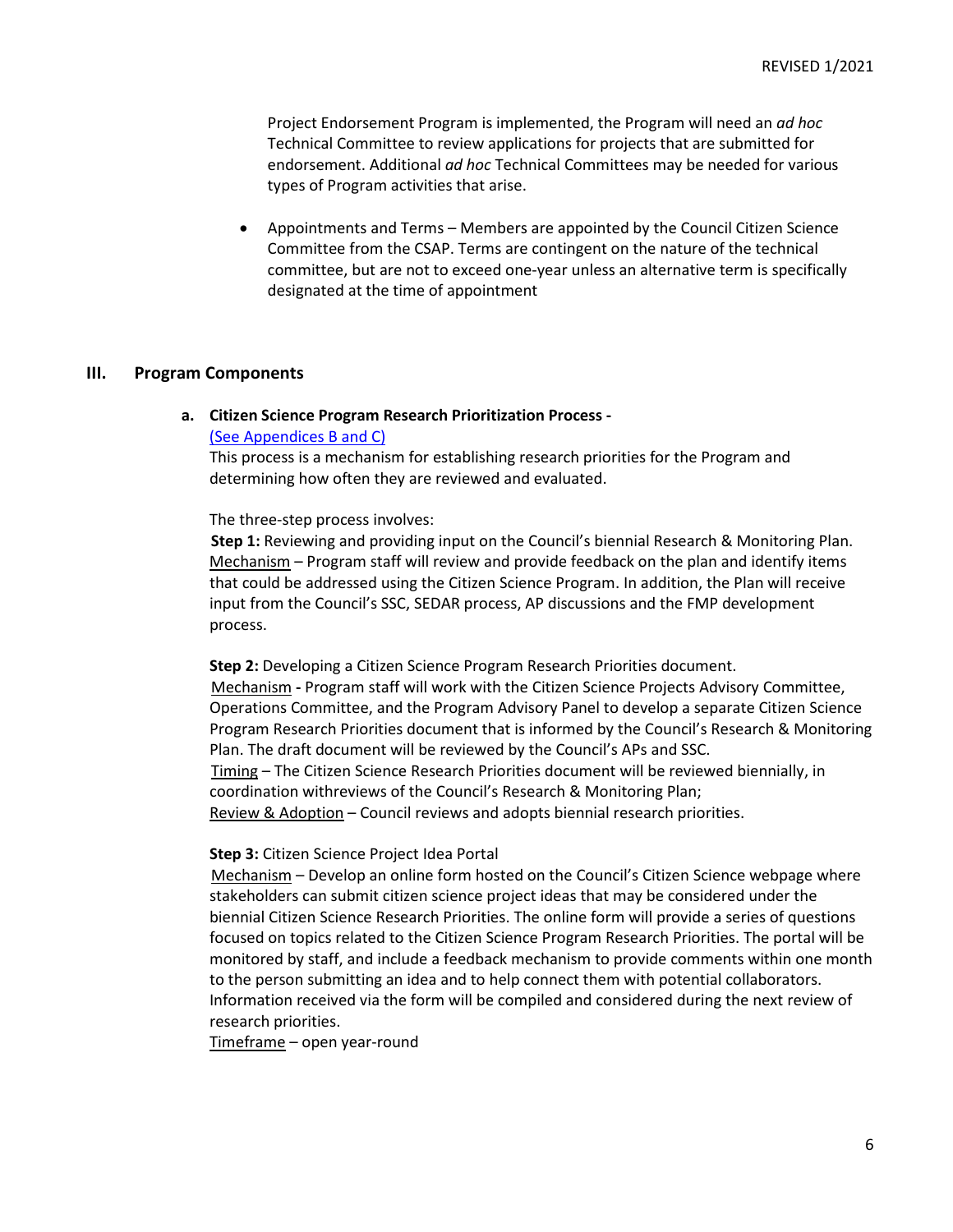Project Endorsement Program is implemented, the Program will need an *ad hoc* Technical Committee to review applications for projects that are submitted for endorsement. Additional *ad hoc* Technical Committees may be needed for various types of Program activities that arise.

- Appointments and Terms – Members are appointed by the Council Citizen Science Committee from the CSAP. Terms are contingent on the nature of the technical committee, but are not to exceed one-year unless an alternative term is specifically designated at the time of appointment

## III. Program Components

### a. Citizen Science Program Research Prioritization Process - 

(See Appendices B and C)

This process is a mechanism for establishing research priorities for the Program and determining how often they are reviewed and evaluated.

The three-step process involves:

**Step 1:** Reviewing and providing input on the Council's biennial Research & Monitoring Plan.
Mechanism – Program staff will review and provide feedback on the plan and identify items that could be addressed using the Citizen Science Program. In addition, the Plan will receive input from the Council's SSC, SEDAR process, AP discussions and the FMP development process.

**Step 2:** Developing a Citizen Science Program Research Priorities document.
Mechanism **-** Program staff will work with the Citizen Science Projects Advisory Committee, Operations Committee, and the Program Advisory Panel to develop a separate Citizen Science Program Research Priorities document that is informed by the Council's Research & Monitoring Plan. The draft document will be reviewed by the Council's APs and SSC.
Timing – The Citizen Science Research Priorities document will be reviewed biennially, in coordination withreviews of the Council's Research & Monitoring Plan;
Review & Adoption – Council reviews and adopts biennial research priorities.

**Step 3:** Citizen Science Project Idea Portal
Mechanism – Develop an online form hosted on the Council's Citizen Science webpage where stakeholders can submit citizen science project ideas that may be considered under the biennial Citizen Science Research Priorities. The online form will provide a series of questions focused on topics related to the Citizen Science Program Research Priorities. The portal will be monitored by staff, and include a feedback mechanism to provide comments within one month to the person submitting an idea and to help connect them with potential collaborators. Information received via the form will be compiled and considered during the next review of research priorities.
Timeframe – open year-round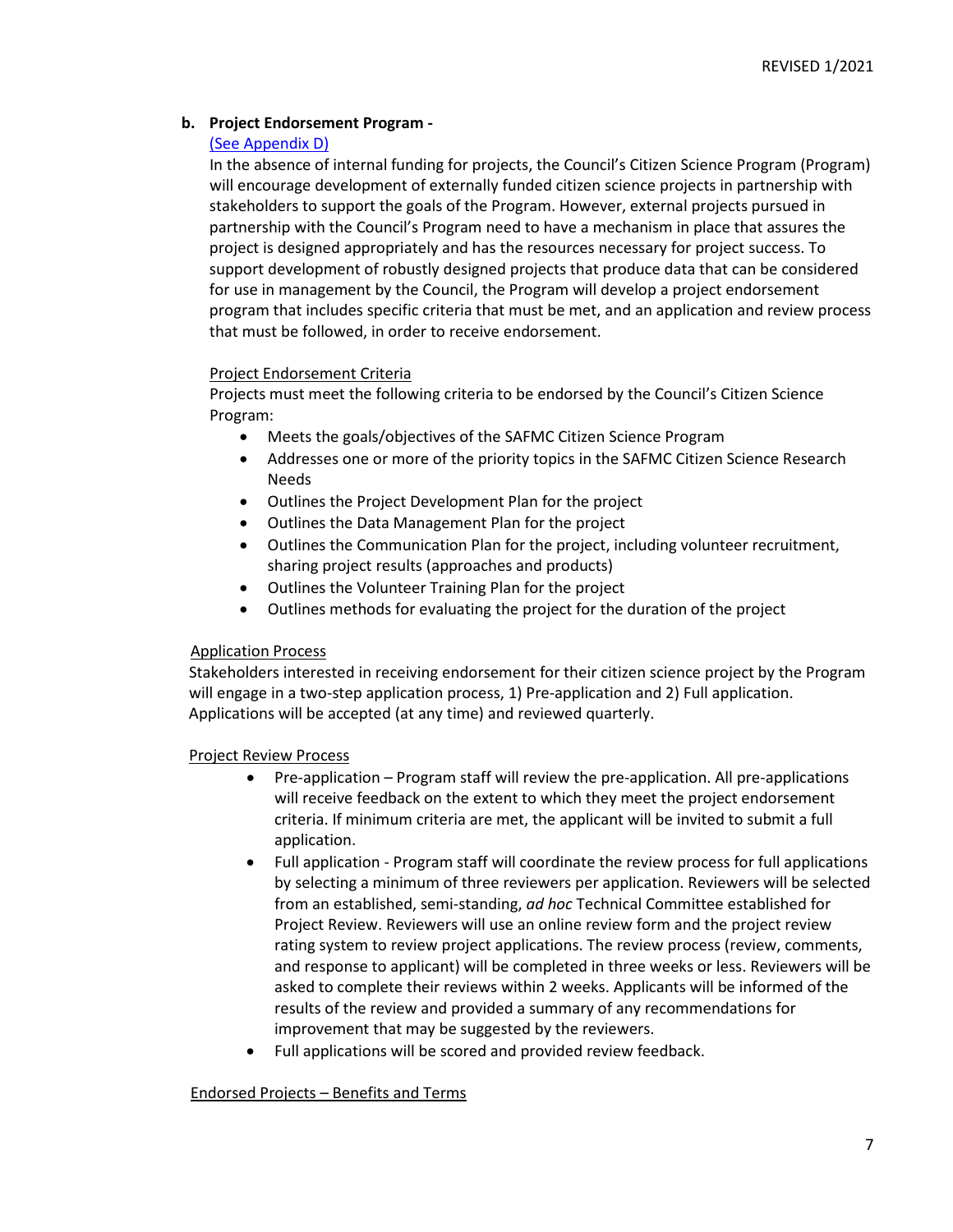**b. Project Endorsement Program -**

[(See Appendix D)]

In the absence of internal funding for projects, the Council's Citizen Science Program (Program) will encourage development of externally funded citizen science projects in partnership with stakeholders to support the goals of the Program. However, external projects pursued in partnership with the Council's Program need to have a mechanism in place that assures the project is designed appropriately and has the resources necessary for project success. To support development of robustly designed projects that produce data that can be considered for use in management by the Council, the Program will develop a project endorsement program that includes specific criteria that must be met, and an application and review process that must be followed, in order to receive endorsement.

Project Endorsement Criteria

Projects must meet the following criteria to be endorsed by the Council's Citizen Science Program:

- Meets the goals/objectives of the SAFMC Citizen Science Program
- Addresses one or more of the priority topics in the SAFMC Citizen Science Research Needs
- Outlines the Project Development Plan for the project
- Outlines the Data Management Plan for the project
- Outlines the Communication Plan for the project, including volunteer recruitment, sharing project results (approaches and products)
- Outlines the Volunteer Training Plan for the project
- Outlines methods for evaluating the project for the duration of the project

Application Process

Stakeholders interested in receiving endorsement for their citizen science project by the Program will engage in a two-step application process, 1) Pre-application and 2) Full application. Applications will be accepted (at any time) and reviewed quarterly.

Project Review Process

- Pre-application – Program staff will review the pre-application. All pre-applications will receive feedback on the extent to which they meet the project endorsement criteria. If minimum criteria are met, the applicant will be invited to submit a full application.
- Full application - Program staff will coordinate the review process for full applications by selecting a minimum of three reviewers per application. Reviewers will be selected from an established, semi-standing, *ad hoc* Technical Committee established for Project Review. Reviewers will use an online review form and the project review rating system to review project applications. The review process (review, comments, and response to applicant) will be completed in three weeks or less. Reviewers will be asked to complete their reviews within 2 weeks. Applicants will be informed of the results of the review and provided a summary of any recommendations for improvement that may be suggested by the reviewers.
- Full applications will be scored and provided review feedback.

Endorsed Projects – Benefits and Terms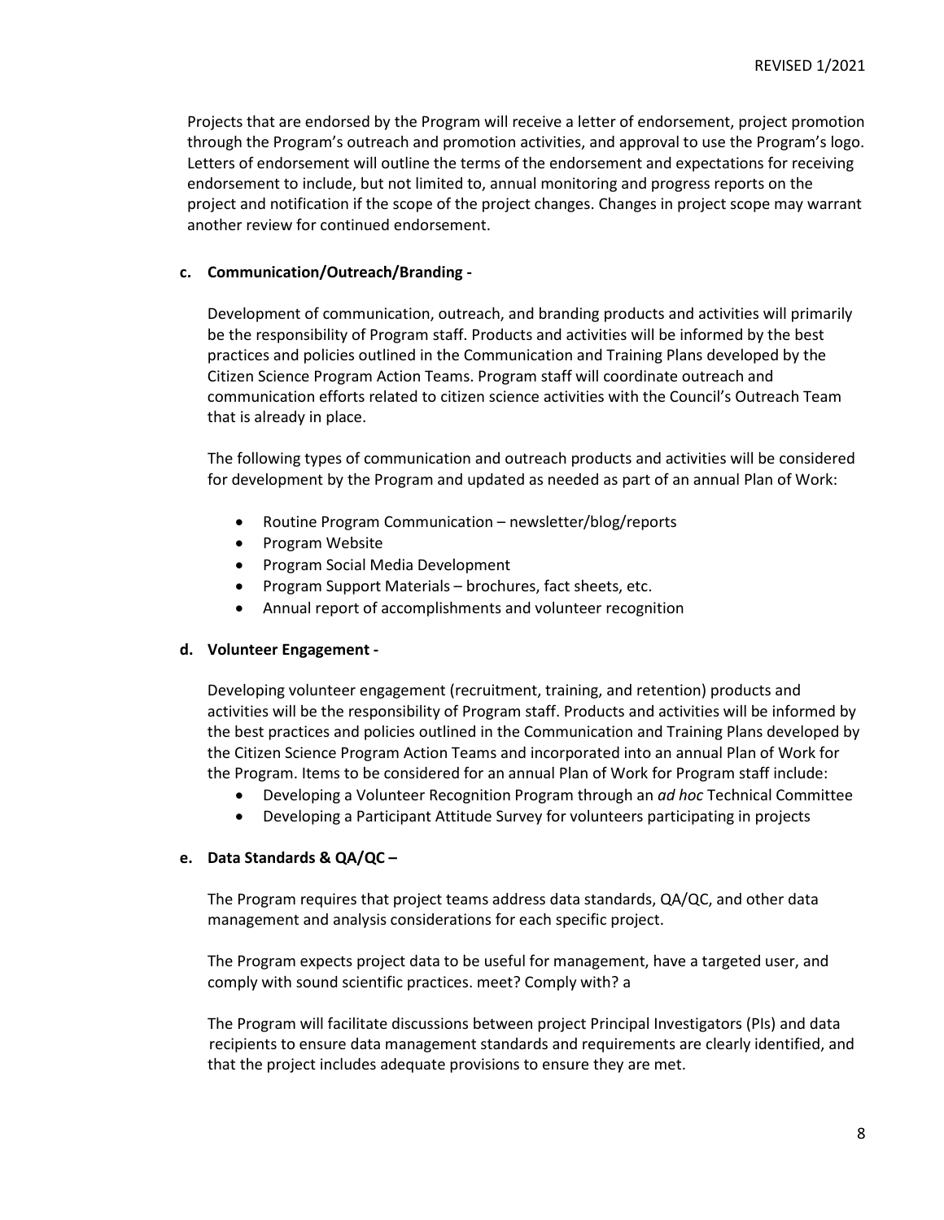Projects that are endorsed by the Program will receive a letter of endorsement, project promotion through the Program's outreach and promotion activities, and approval to use the Program's logo. Letters of endorsement will outline the terms of the endorsement and expectations for receiving endorsement to include, but not limited to, annual monitoring and progress reports on the project and notification if the scope of the project changes. Changes in project scope may warrant another review for continued endorsement.

**c. Communication/Outreach/Branding -**

Development of communication, outreach, and branding products and activities will primarily be the responsibility of Program staff. Products and activities will be informed by the best practices and policies outlined in the Communication and Training Plans developed by the Citizen Science Program Action Teams. Program staff will coordinate outreach and communication efforts related to citizen science activities with the Council's Outreach Team that is already in place.

The following types of communication and outreach products and activities will be considered for development by the Program and updated as needed as part of an annual Plan of Work:

- Routine Program Communication – newsletter/blog/reports
- Program Website
- Program Social Media Development
- Program Support Materials – brochures, fact sheets, etc.
- Annual report of accomplishments and volunteer recognition

**d. Volunteer Engagement -**

Developing volunteer engagement (recruitment, training, and retention) products and activities will be the responsibility of Program staff. Products and activities will be informed by the best practices and policies outlined in the Communication and Training Plans developed by the Citizen Science Program Action Teams and incorporated into an annual Plan of Work for the Program. Items to be considered for an annual Plan of Work for Program staff include:

- Developing a Volunteer Recognition Program through an *ad hoc* Technical Committee
- Developing a Participant Attitude Survey for volunteers participating in projects

**e. Data Standards & QA/QC –**

The Program requires that project teams address data standards, QA/QC, and other data management and analysis considerations for each specific project.

The Program expects project data to be useful for management, have a targeted user, and comply with sound scientific practices. meet? Comply with? a

The Program will facilitate discussions between project Principal Investigators (PIs) and data recipients to ensure data management standards and requirements are clearly identified, and that the project includes adequate provisions to ensure they are met.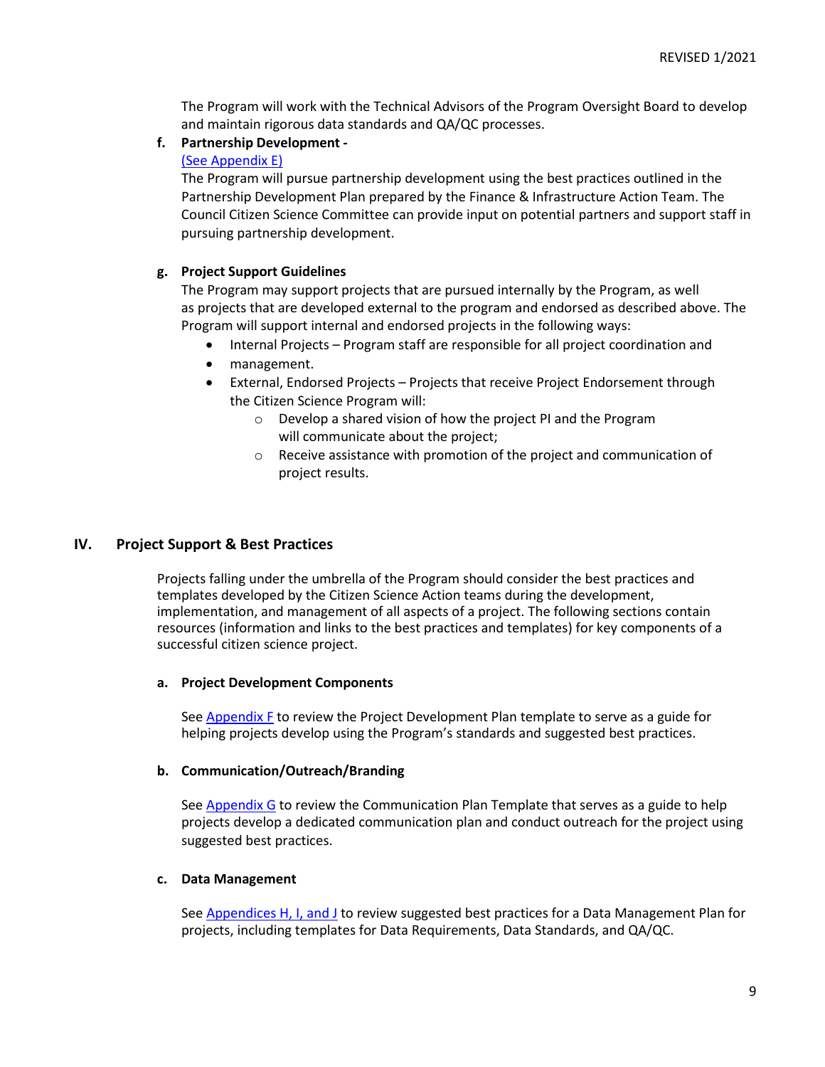The Program will work with the Technical Advisors of the Program Oversight Board to develop and maintain rigorous data standards and QA/QC processes.

**f. Partnership Development -**

(See Appendix E)

The Program will pursue partnership development using the best practices outlined in the Partnership Development Plan prepared by the Finance & Infrastructure Action Team. The Council Citizen Science Committee can provide input on potential partners and support staff in pursuing partnership development.

**g. Project Support Guidelines**

The Program may support projects that are pursued internally by the Program, as well as projects that are developed external to the program and endorsed as described above. The Program will support internal and endorsed projects in the following ways:

- Internal Projects – Program staff are responsible for all project coordination and
- management.
- External, Endorsed Projects – Projects that receive Project Endorsement through the Citizen Science Program will:
  - Develop a shared vision of how the project PI and the Program will communicate about the project;
  - Receive assistance with promotion of the project and communication of project results.

## IV. Project Support & Best Practices

Projects falling under the umbrella of the Program should consider the best practices and templates developed by the Citizen Science Action teams during the development, implementation, and management of all aspects of a project. The following sections contain resources (information and links to the best practices and templates) for key components of a successful citizen science project.

**a. Project Development Components**

See Appendix F to review the Project Development Plan template to serve as a guide for helping projects develop using the Program's standards and suggested best practices.

**b. Communication/Outreach/Branding**

See Appendix G to review the Communication Plan Template that serves as a guide to help projects develop a dedicated communication plan and conduct outreach for the project using suggested best practices.

**c. Data Management**

See Appendices H, I, and J to review suggested best practices for a Data Management Plan for projects, including templates for Data Requirements, Data Standards, and QA/QC.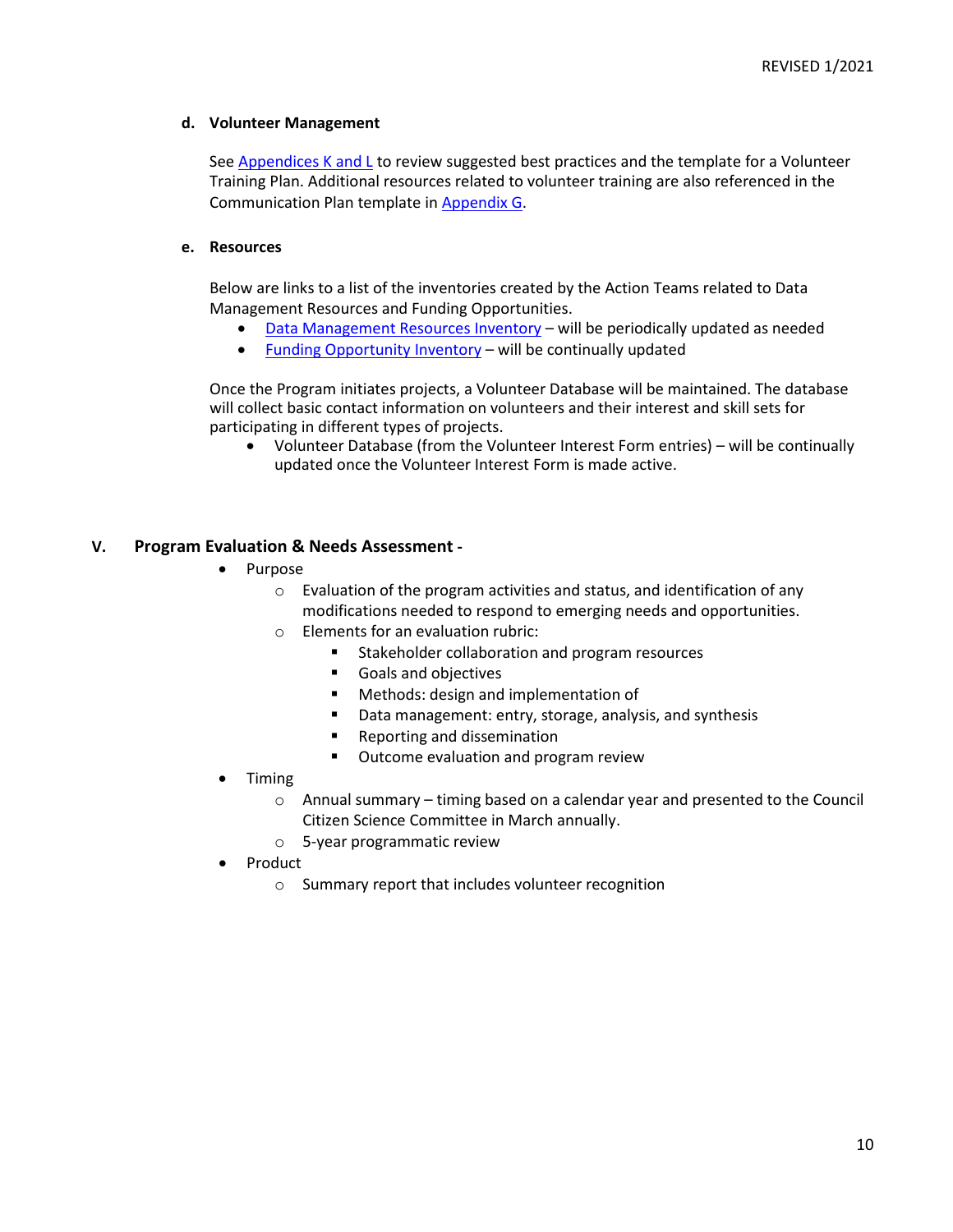**d. Volunteer Management**

See Appendices K and L to review suggested best practices and the template for a Volunteer Training Plan. Additional resources related to volunteer training are also referenced in the Communication Plan template in Appendix G.

**e. Resources**

Below are links to a list of the inventories created by the Action Teams related to Data Management Resources and Funding Opportunities.

- Data Management Resources Inventory – will be periodically updated as needed
- Funding Opportunity Inventory – will be continually updated

Once the Program initiates projects, a Volunteer Database will be maintained. The database will collect basic contact information on volunteers and their interest and skill sets for participating in different types of projects.

- Volunteer Database (from the Volunteer Interest Form entries) – will be continually updated once the Volunteer Interest Form is made active.

## V. Program Evaluation & Needs Assessment -

- Purpose
  - Evaluation of the program activities and status, and identification of any modifications needed to respond to emerging needs and opportunities.
  - Elements for an evaluation rubric:
    - Stakeholder collaboration and program resources
    - Goals and objectives
    - Methods: design and implementation of
    - Data management: entry, storage, analysis, and synthesis
    - Reporting and dissemination
    - Outcome evaluation and program review
- Timing
  - Annual summary – timing based on a calendar year and presented to the Council Citizen Science Committee in March annually.
  - 5-year programmatic review
- Product
  - Summary report that includes volunteer recognition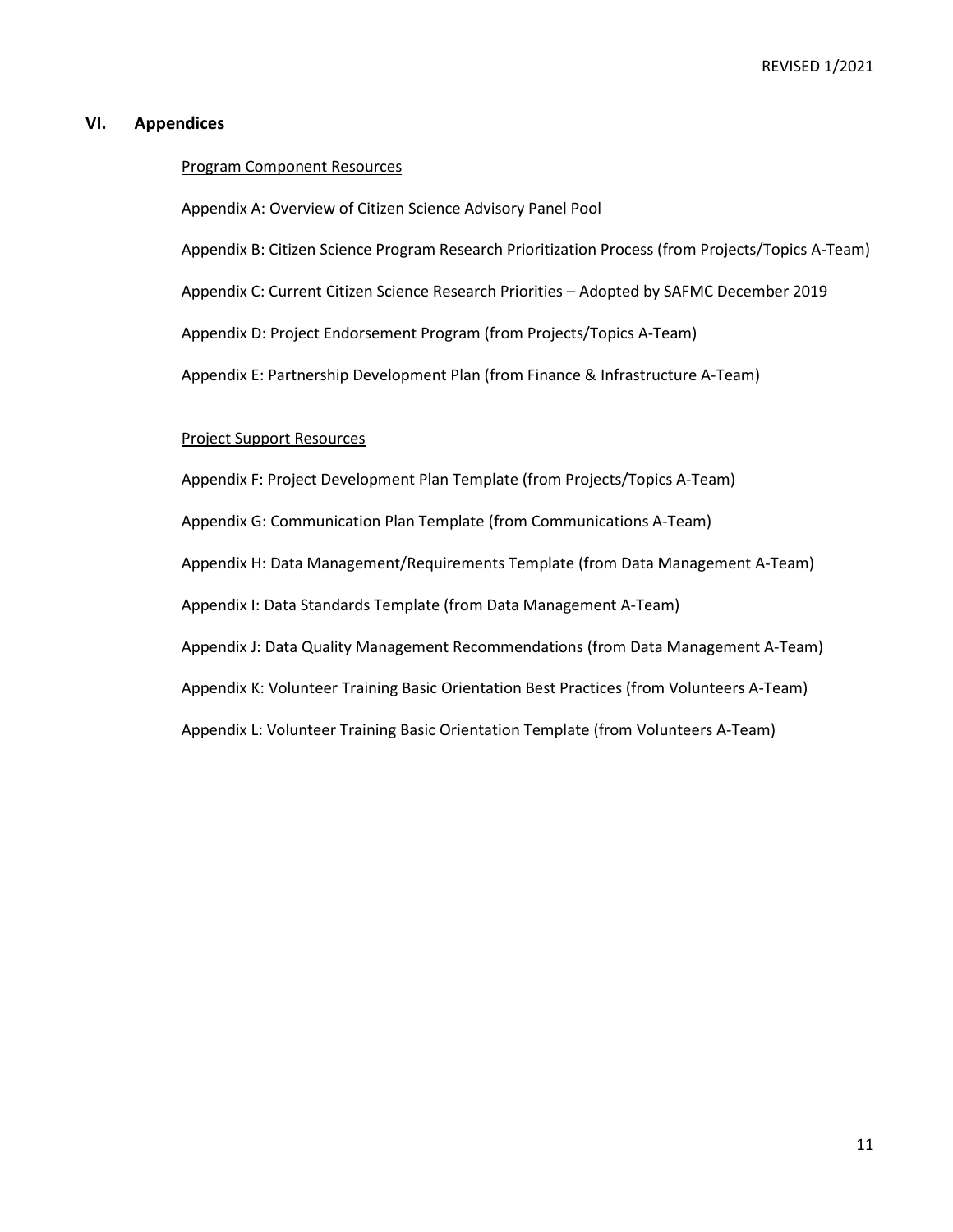## VI. Appendices

Program Component Resources

Appendix A: Overview of Citizen Science Advisory Panel Pool

Appendix B: Citizen Science Program Research Prioritization Process (from Projects/Topics A-Team)

Appendix C: Current Citizen Science Research Priorities – Adopted by SAFMC December 2019

Appendix D: Project Endorsement Program (from Projects/Topics A-Team)

Appendix E: Partnership Development Plan (from Finance & Infrastructure A-Team)

Project Support Resources

Appendix F: Project Development Plan Template (from Projects/Topics A-Team)

Appendix G: Communication Plan Template (from Communications A-Team)

Appendix H: Data Management/Requirements Template (from Data Management A-Team)

Appendix I: Data Standards Template (from Data Management A-Team)

Appendix J: Data Quality Management Recommendations (from Data Management A-Team)

Appendix K: Volunteer Training Basic Orientation Best Practices (from Volunteers A-Team)

Appendix L: Volunteer Training Basic Orientation Template (from Volunteers A-Team)